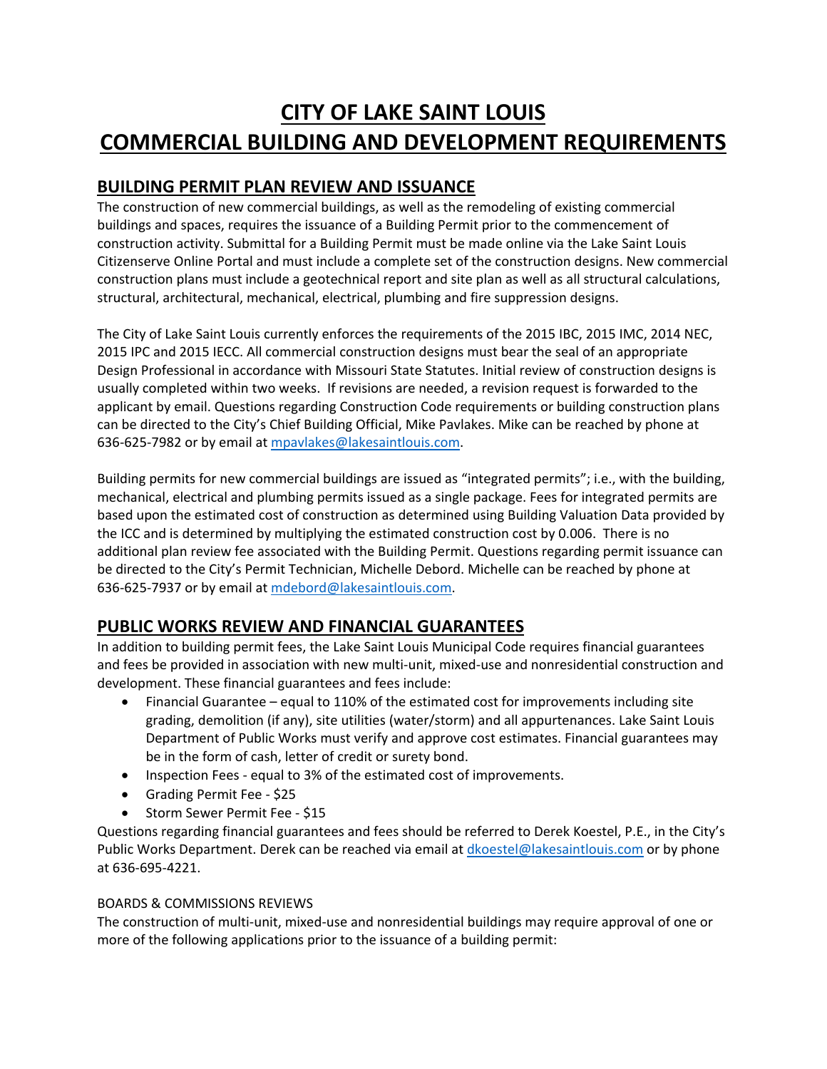# CITY OF LAKE SAINT LOUIS
# COMMERCIAL BUILDING AND DEVELOPMENT REQUIREMENTS

## BUILDING PERMIT PLAN REVIEW AND ISSUANCE

The construction of new commercial buildings, as well as the remodeling of existing commercial buildings and spaces, requires the issuance of a Building Permit prior to the commencement of construction activity. Submittal for a Building Permit must be made online via the Lake Saint Louis Citizenserve Online Portal and must include a complete set of the construction designs. New commercial construction plans must include a geotechnical report and site plan as well as all structural calculations, structural, architectural, mechanical, electrical, plumbing and fire suppression designs.

The City of Lake Saint Louis currently enforces the requirements of the 2015 IBC, 2015 IMC, 2014 NEC, 2015 IPC and 2015 IECC. All commercial construction designs must bear the seal of an appropriate Design Professional in accordance with Missouri State Statutes. Initial review of construction designs is usually completed within two weeks. If revisions are needed, a revision request is forwarded to the applicant by email. Questions regarding Construction Code requirements or building construction plans can be directed to the City's Chief Building Official, Mike Pavlakes. Mike can be reached by phone at 636-625-7982 or by email at mpavlakes@lakesaintlouis.com.

Building permits for new commercial buildings are issued as "integrated permits"; i.e., with the building, mechanical, electrical and plumbing permits issued as a single package. Fees for integrated permits are based upon the estimated cost of construction as determined using Building Valuation Data provided by the ICC and is determined by multiplying the estimated construction cost by 0.006. There is no additional plan review fee associated with the Building Permit. Questions regarding permit issuance can be directed to the City's Permit Technician, Michelle Debord. Michelle can be reached by phone at 636-625-7937 or by email at mdebord@lakesaintlouis.com.

## PUBLIC WORKS REVIEW AND FINANCIAL GUARANTEES

In addition to building permit fees, the Lake Saint Louis Municipal Code requires financial guarantees and fees be provided in association with new multi-unit, mixed-use and nonresidential construction and development. These financial guarantees and fees include:

- Financial Guarantee – equal to 110% of the estimated cost for improvements including site grading, demolition (if any), site utilities (water/storm) and all appurtenances. Lake Saint Louis Department of Public Works must verify and approve cost estimates. Financial guarantees may be in the form of cash, letter of credit or surety bond.
- Inspection Fees - equal to 3% of the estimated cost of improvements.
- Grading Permit Fee - $25
- Storm Sewer Permit Fee - $15

Questions regarding financial guarantees and fees should be referred to Derek Koestel, P.E., in the City's Public Works Department. Derek can be reached via email at dkoestel@lakesaintlouis.com or by phone at 636-695-4221.

BOARDS & COMMISSIONS REVIEWS

The construction of multi-unit, mixed-use and nonresidential buildings may require approval of one or more of the following applications prior to the issuance of a building permit: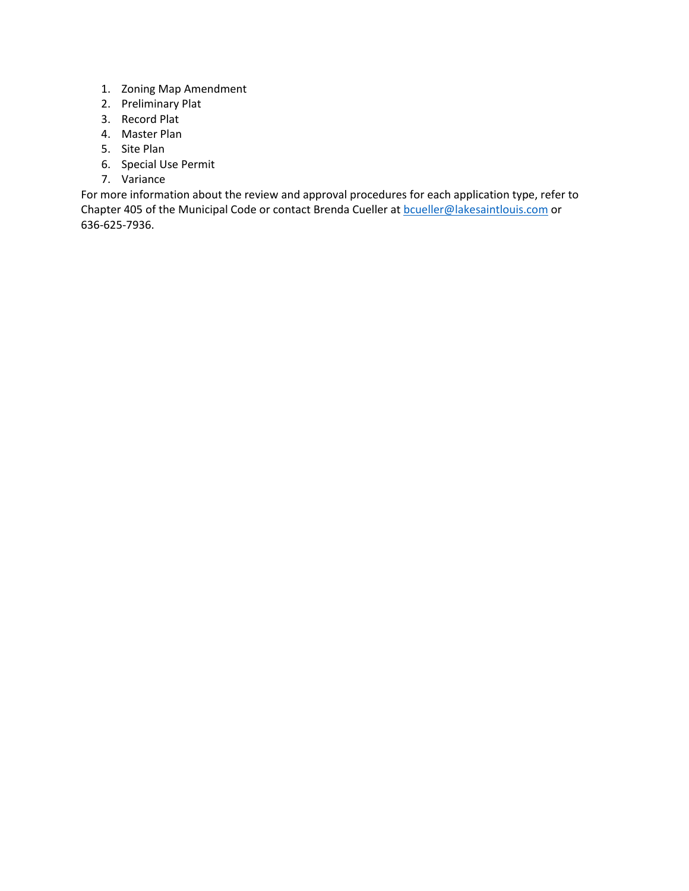1. Zoning Map Amendment
2. Preliminary Plat
3. Record Plat
4. Master Plan
5. Site Plan
6. Special Use Permit
7. Variance

For more information about the review and approval procedures for each application type, refer to Chapter 405 of the Municipal Code or contact Brenda Cueller at bcueller@lakesaintlouis.com or 636-625-7936.